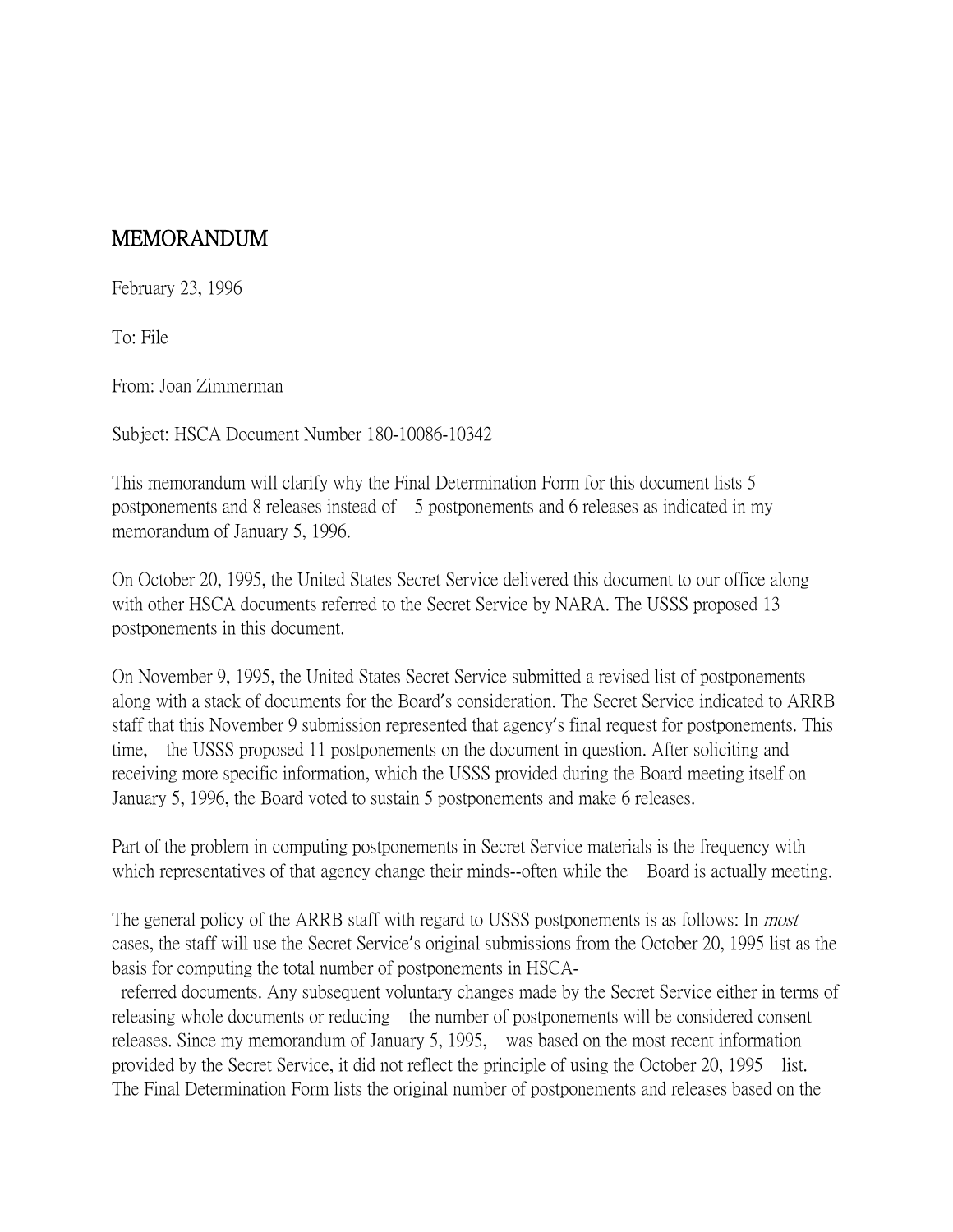# MEMORANDUM

February 23, 1996

To: File

From: Joan Zimmerman

Subject: HSCA Document Number 180-10086-10342

This memorandum will clarify why the Final Determination Form for this document lists 5 postponements and 8 releases instead of 5 postponements and 6 releases as indicated in my memorandum of January 5, 1996.

On October 20, 1995, the United States Secret Service delivered this document to our office along with other HSCA documents referred to the Secret Service by NARA. The USSS proposed 13 postponements in this document.

On November 9, 1995, the United States Secret Service submitted a revised list of postponements along with a stack of documents for the Board's consideration. The Secret Service indicated to ARRB staff that this November 9 submission represented that agency's final request for postponements. This time, the USSS proposed 11 postponements on the document in question. After soliciting and receiving more specific information, which the USSS provided during the Board meeting itself on January 5, 1996, the Board voted to sustain 5 postponements and make 6 releases.

Part of the problem in computing postponements in Secret Service materials is the frequency with which representatives of that agency change their minds--often while the Board is actually meeting.

The general policy of the ARRB staff with regard to USSS postponements is as follows: In *most* cases, the staff will use the Secret Service's original submissions from the October 20, 1995 list as the basis for computing the total number of postponements in HSCA-referred documents. Any subsequent voluntary changes made by the Secret Service either in terms of releasing whole documents or reducing the number of postponements will be considered consent releases. Since my memorandum of January 5, 1995, was based on the most recent information provided by the Secret Service, it did not reflect the principle of using the October 20, 1995 list. The Final Determination Form lists the original number of postponements and releases based on the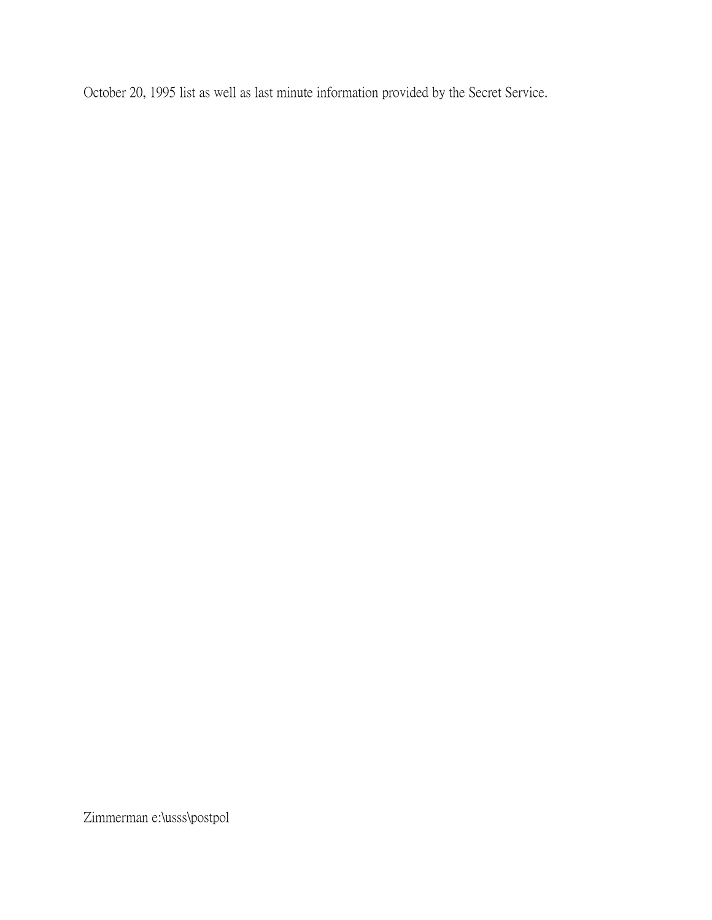October 20, 1995 list as well as last minute information provided by the Secret Service.

Zimmerman e:\usss\postpol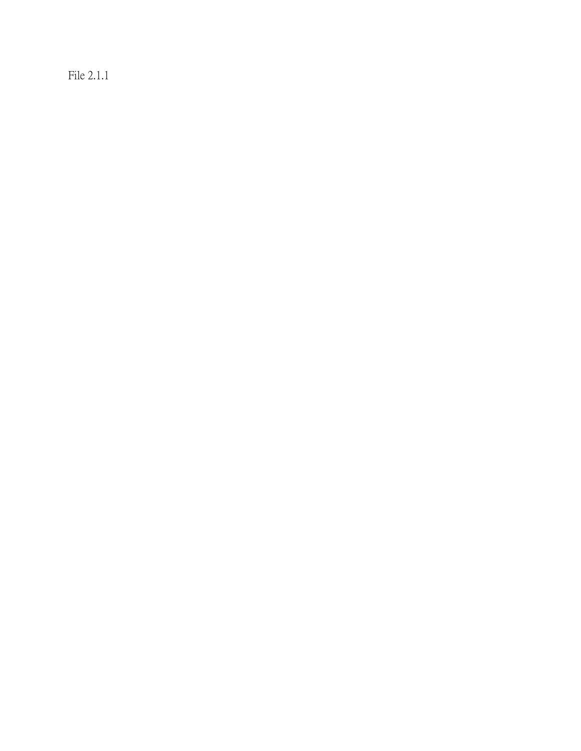File 2.1.1